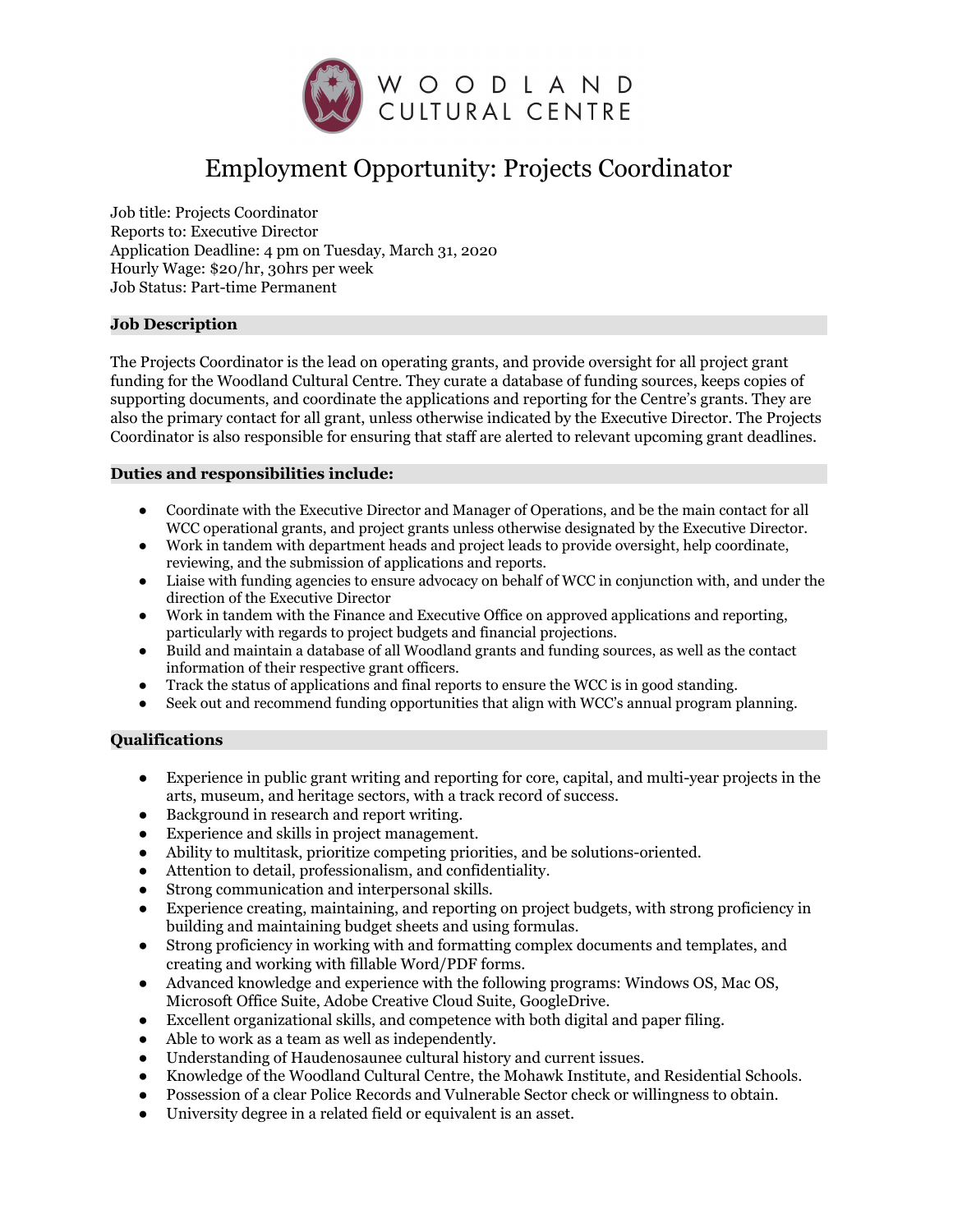WOODLAND CULTURAL CENTRE

# Employment Opportunity: Projects Coordinator

Job title: Projects Coordinator
Reports to: Executive Director
Application Deadline: 4 pm on Tuesday, March 31, 2020
Hourly Wage: $20/hr, 30hrs per week
Job Status: Part-time Permanent

## Job Description

The Projects Coordinator is the lead on operating grants, and provide oversight for all project grant funding for the Woodland Cultural Centre. They curate a database of funding sources, keeps copies of supporting documents, and coordinate the applications and reporting for the Centre's grants. They are also the primary contact for all grant, unless otherwise indicated by the Executive Director. The Projects Coordinator is also responsible for ensuring that staff are alerted to relevant upcoming grant deadlines.

## Duties and responsibilities include:

- Coordinate with the Executive Director and Manager of Operations, and be the main contact for all WCC operational grants, and project grants unless otherwise designated by the Executive Director.
- Work in tandem with department heads and project leads to provide oversight, help coordinate, reviewing, and the submission of applications and reports.
- Liaise with funding agencies to ensure advocacy on behalf of WCC in conjunction with, and under the direction of the Executive Director
- Work in tandem with the Finance and Executive Office on approved applications and reporting, particularly with regards to project budgets and financial projections.
- Build and maintain a database of all Woodland grants and funding sources, as well as the contact information of their respective grant officers.
- Track the status of applications and final reports to ensure the WCC is in good standing.
- Seek out and recommend funding opportunities that align with WCC's annual program planning.

## Qualifications

- Experience in public grant writing and reporting for core, capital, and multi-year projects in the arts, museum, and heritage sectors, with a track record of success.
- Background in research and report writing.
- Experience and skills in project management.
- Ability to multitask, prioritize competing priorities, and be solutions-oriented.
- Attention to detail, professionalism, and confidentiality.
- Strong communication and interpersonal skills.
- Experience creating, maintaining, and reporting on project budgets, with strong proficiency in building and maintaining budget sheets and using formulas.
- Strong proficiency in working with and formatting complex documents and templates, and creating and working with fillable Word/PDF forms.
- Advanced knowledge and experience with the following programs: Windows OS, Mac OS, Microsoft Office Suite, Adobe Creative Cloud Suite, GoogleDrive.
- Excellent organizational skills, and competence with both digital and paper filing.
- Able to work as a team as well as independently.
- Understanding of Haudenosaunee cultural history and current issues.
- Knowledge of the Woodland Cultural Centre, the Mohawk Institute, and Residential Schools.
- Possession of a clear Police Records and Vulnerable Sector check or willingness to obtain.
- University degree in a related field or equivalent is an asset.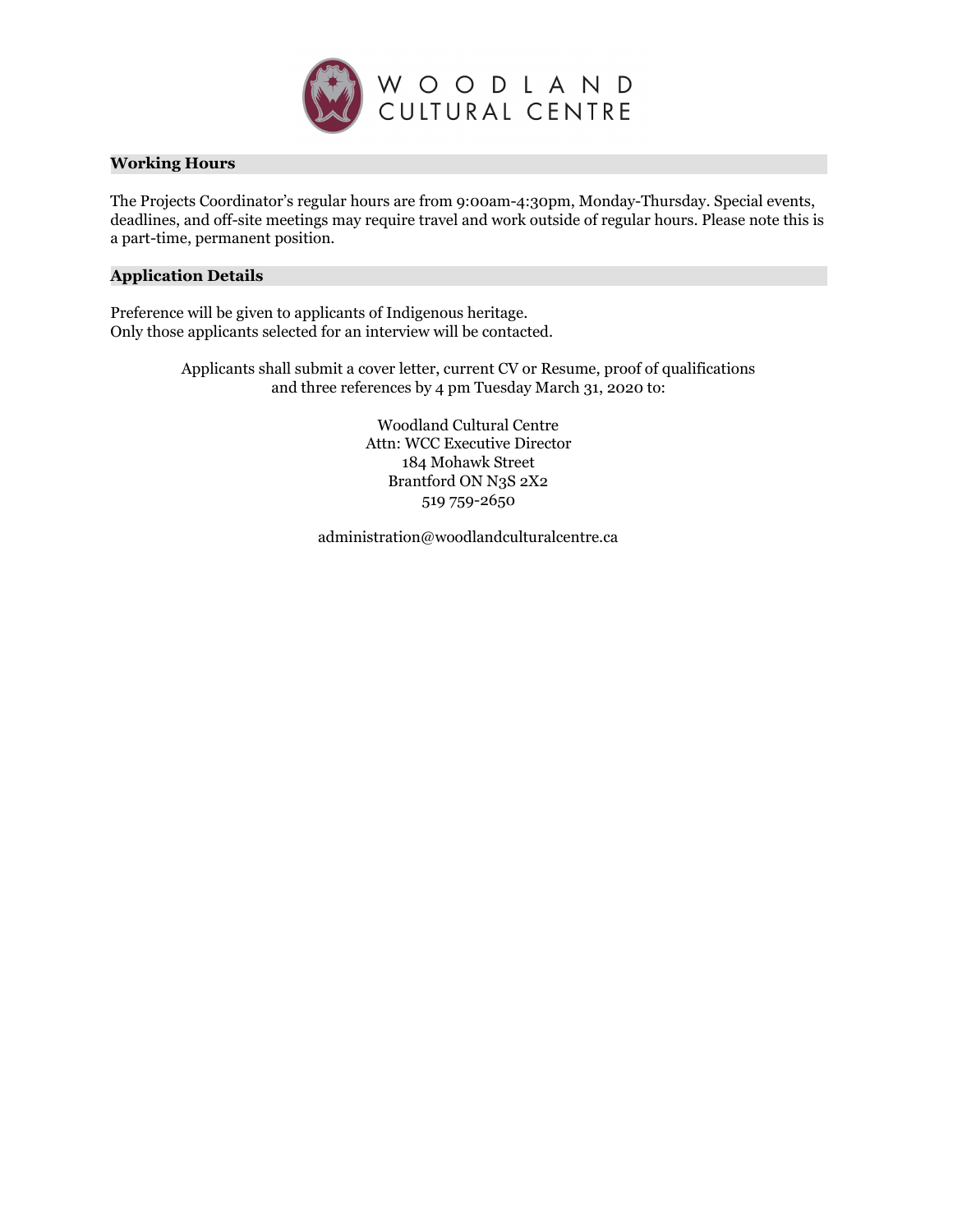## Working Hours

The Projects Coordinator's regular hours are from 9:00am-4:30pm, Monday-Thursday. Special events, deadlines, and off-site meetings may require travel and work outside of regular hours. Please note this is a part-time, permanent position.

## Application Details

Preference will be given to applicants of Indigenous heritage.
Only those applicants selected for an interview will be contacted.

Applicants shall submit a cover letter, current CV or Resume, proof of qualifications and three references by 4 pm Tuesday March 31, 2020 to:

Woodland Cultural Centre
Attn: WCC Executive Director
184 Mohawk Street
Brantford ON N3S 2X2
519 759-2650

administration@woodlandculturalcentre.ca